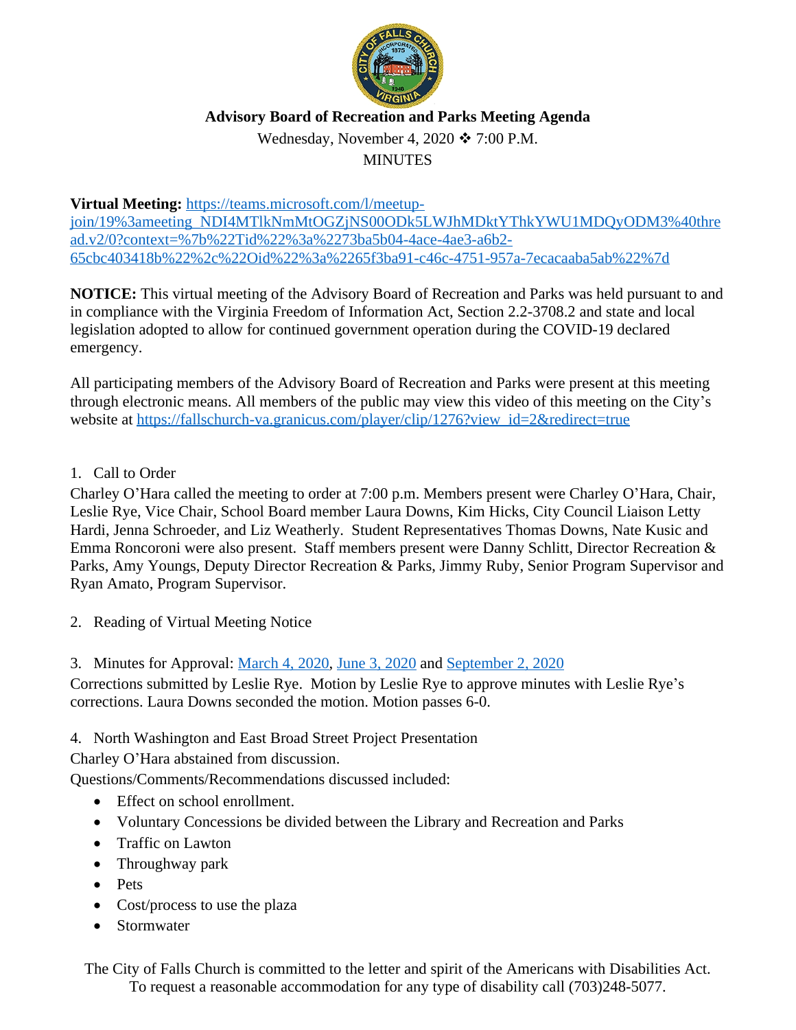**Advisory Board of Recreation and Parks Meeting Agenda**

Wednesday, November 4, 2020 ❖ 7:00 P.M.

MINUTES

**Virtual Meeting:** [https://teams.microsoft.com/l/meetup-join/19%3ameeting_NDI4MTlkNmMtOGZjNS00ODk5LWJhMDktYThkYWU1MDQyODM3%40thread.v2/0?context=%7b%22Tid%22%3a%2273ba5b04-4ace-4ae3-a6b2-65cbc403418b%22%2c%22Oid%22%3a%2265f3ba91-c46c-4751-957a-7ecacaaba5ab%22%7d](https://teams.microsoft.com/l/meetup-join/19%3ameeting_NDI4MTlkNmMtOGZjNS00ODk5LWJhMDktYThkYWU1MDQyODM3%40thread.v2/0?context=%7b%22Tid%22%3a%2273ba5b04-4ace-4ae3-a6b2-65cbc403418b%22%2c%22Oid%22%3a%2265f3ba91-c46c-4751-957a-7ecacaaba5ab%22%7d)

**NOTICE:** This virtual meeting of the Advisory Board of Recreation and Parks was held pursuant to and in compliance with the Virginia Freedom of Information Act, Section 2.2-3708.2 and state and local legislation adopted to allow for continued government operation during the COVID-19 declared emergency.

All participating members of the Advisory Board of Recreation and Parks were present at this meeting through electronic means. All members of the public may view this video of this meeting on the City's website at [https://fallschurch-va.granicus.com/player/clip/1276?view_id=2&redirect=true](https://fallschurch-va.granicus.com/player/clip/1276?view_id=2&redirect=true)

1. Call to Order

Charley O'Hara called the meeting to order at 7:00 p.m. Members present were Charley O'Hara, Chair, Leslie Rye, Vice Chair, School Board member Laura Downs, Kim Hicks, City Council Liaison Letty Hardi, Jenna Schroeder, and Liz Weatherly. Student Representatives Thomas Downs, Nate Kusic and Emma Roncoroni were also present. Staff members present were Danny Schlitt, Director Recreation & Parks, Amy Youngs, Deputy Director Recreation & Parks, Jimmy Ruby, Senior Program Supervisor and Ryan Amato, Program Supervisor.

2. Reading of Virtual Meeting Notice

3. Minutes for Approval: March 4, 2020, June 3, 2020 and September 2, 2020

Corrections submitted by Leslie Rye. Motion by Leslie Rye to approve minutes with Leslie Rye's corrections. Laura Downs seconded the motion. Motion passes 6-0.

4. North Washington and East Broad Street Project Presentation

Charley O'Hara abstained from discussion.

Questions/Comments/Recommendations discussed included:

- Effect on school enrollment.
- Voluntary Concessions be divided between the Library and Recreation and Parks
- Traffic on Lawton
- Throughway park
- Pets
- Cost/process to use the plaza
- Stormwater

The City of Falls Church is committed to the letter and spirit of the Americans with Disabilities Act. To request a reasonable accommodation for any type of disability call (703)248-5077.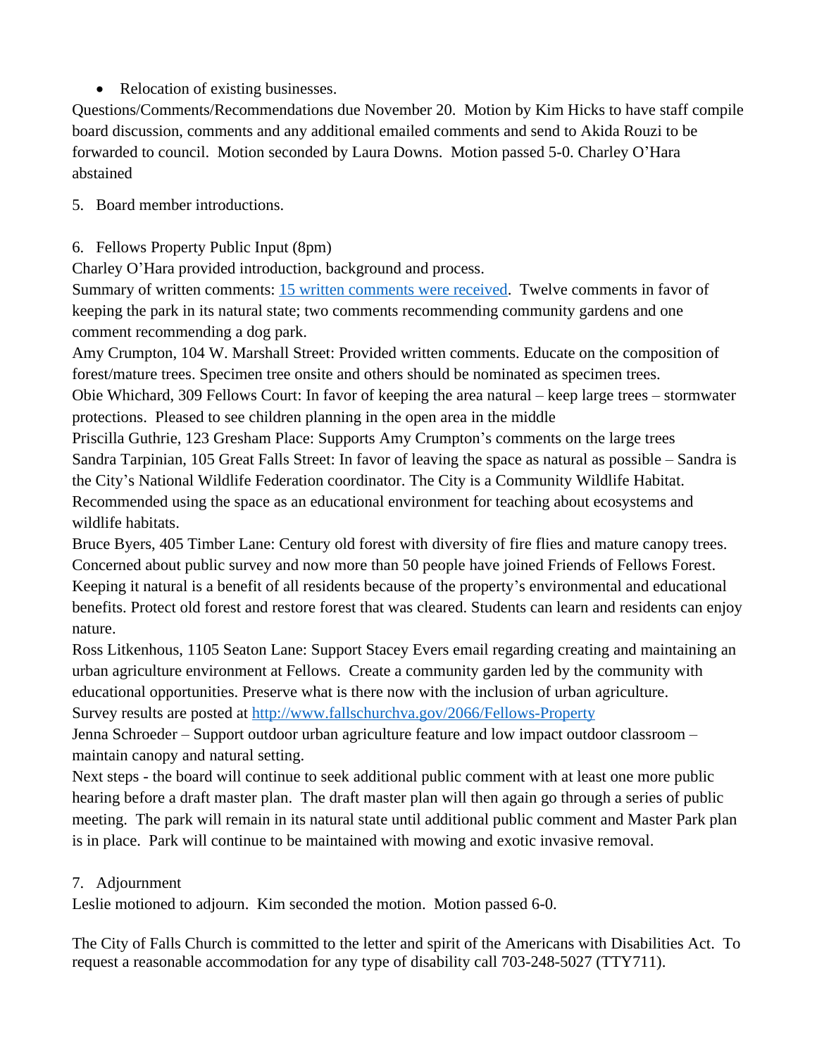- Relocation of existing businesses.

Questions/Comments/Recommendations due November 20. Motion by Kim Hicks to have staff compile board discussion, comments and any additional emailed comments and send to Akida Rouzi to be forwarded to council. Motion seconded by Laura Downs. Motion passed 5-0. Charley O'Hara abstained

5. Board member introductions.

6. Fellows Property Public Input (8pm)

Charley O'Hara provided introduction, background and process.

Summary of written comments: [15 written comments were received](). Twelve comments in favor of keeping the park in its natural state; two comments recommending community gardens and one comment recommending a dog park.

Amy Crumpton, 104 W. Marshall Street: Provided written comments. Educate on the composition of forest/mature trees. Specimen tree onsite and others should be nominated as specimen trees.

Obie Whichard, 309 Fellows Court: In favor of keeping the area natural – keep large trees – stormwater protections. Pleased to see children planning in the open area in the middle

Priscilla Guthrie, 123 Gresham Place: Supports Amy Crumpton's comments on the large trees

Sandra Tarpinian, 105 Great Falls Street: In favor of leaving the space as natural as possible – Sandra is the City's National Wildlife Federation coordinator. The City is a Community Wildlife Habitat. Recommended using the space as an educational environment for teaching about ecosystems and wildlife habitats.

Bruce Byers, 405 Timber Lane: Century old forest with diversity of fire flies and mature canopy trees. Concerned about public survey and now more than 50 people have joined Friends of Fellows Forest. Keeping it natural is a benefit of all residents because of the property's environmental and educational benefits. Protect old forest and restore forest that was cleared. Students can learn and residents can enjoy nature.

Ross Litkenhous, 1105 Seaton Lane: Support Stacey Evers email regarding creating and maintaining an urban agriculture environment at Fellows. Create a community garden led by the community with educational opportunities. Preserve what is there now with the inclusion of urban agriculture.

Survey results are posted at [http://www.fallschurchva.gov/2066/Fellows-Property](http://www.fallschurchva.gov/2066/Fellows-Property)

Jenna Schroeder – Support outdoor urban agriculture feature and low impact outdoor classroom – maintain canopy and natural setting.

Next steps - the board will continue to seek additional public comment with at least one more public hearing before a draft master plan. The draft master plan will then again go through a series of public meeting. The park will remain in its natural state until additional public comment and Master Park plan is in place. Park will continue to be maintained with mowing and exotic invasive removal.

7. Adjournment

Leslie motioned to adjourn. Kim seconded the motion. Motion passed 6-0.

The City of Falls Church is committed to the letter and spirit of the Americans with Disabilities Act. To request a reasonable accommodation for any type of disability call 703-248-5027 (TTY711).